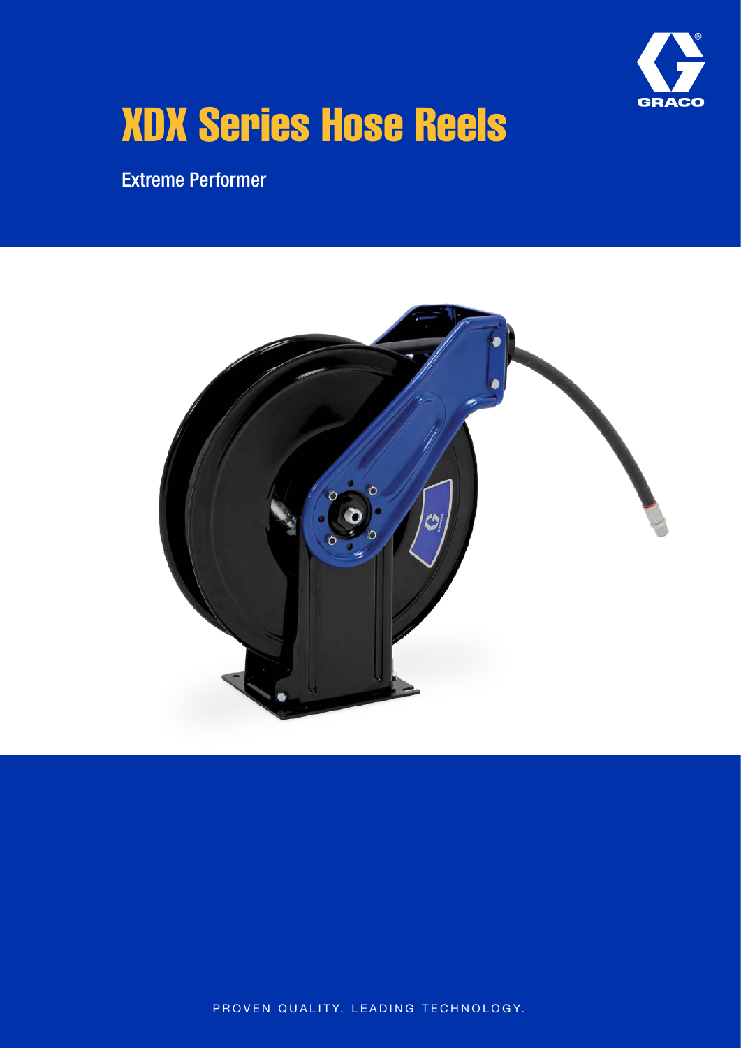# XDX Series Hose Reels

Extreme Performer

PROVEN QUALITY. LEADING TECHNOLOGY.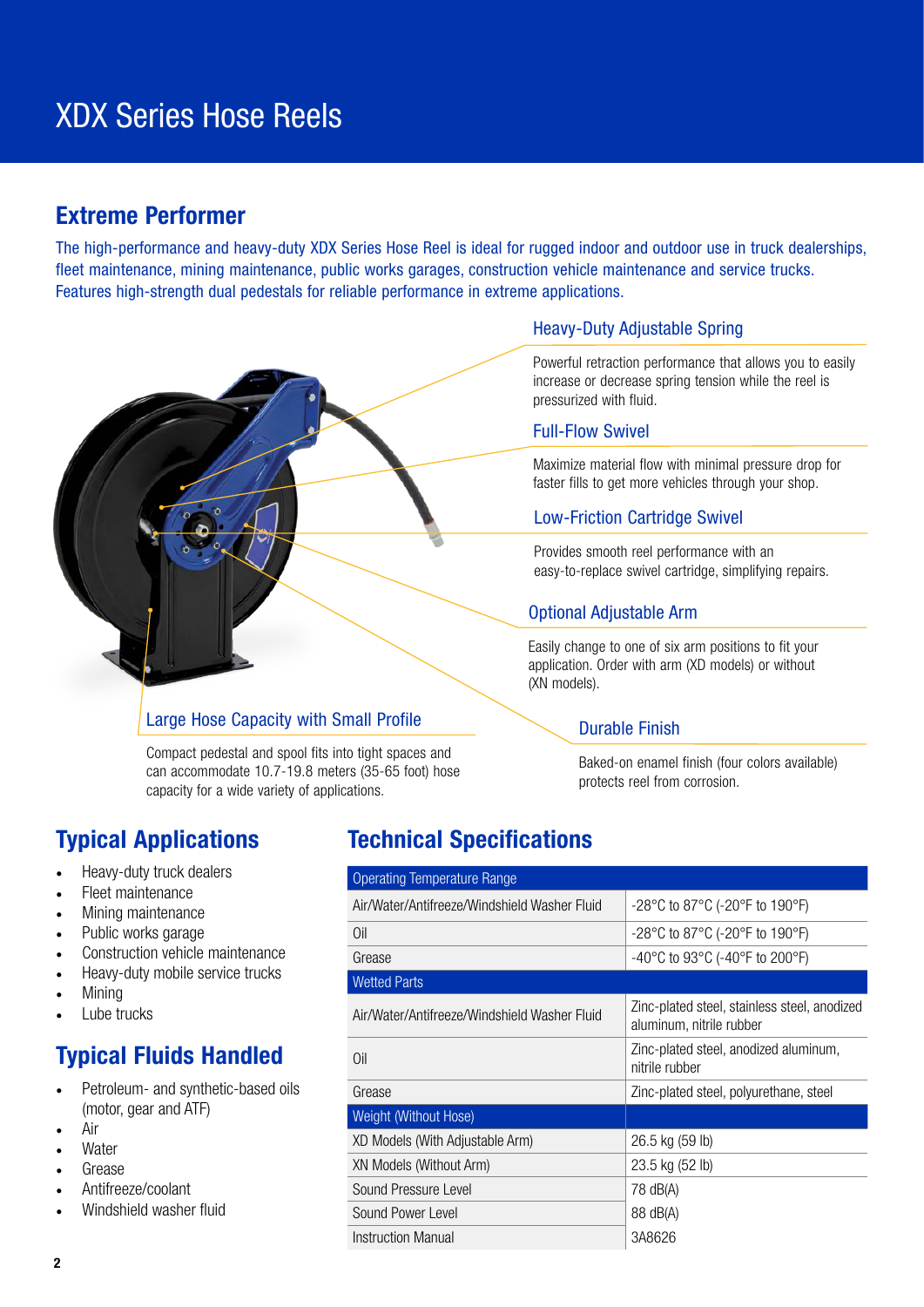# XDX Series Hose Reels

## Extreme Performer

The high-performance and heavy-duty XDX Series Hose Reel is ideal for rugged indoor and outdoor use in truck dealerships, fleet maintenance, mining maintenance, public works garages, construction vehicle maintenance and service trucks. Features high-strength dual pedestals for reliable performance in extreme applications.

### Heavy-Duty Adjustable Spring

Powerful retraction performance that allows you to easily increase or decrease spring tension while the reel is pressurized with fluid.

### Full-Flow Swivel

Maximize material flow with minimal pressure drop for faster fills to get more vehicles through your shop.

### Low-Friction Cartridge Swivel

Provides smooth reel performance with an easy-to-replace swivel cartridge, simplifying repairs.

### Optional Adjustable Arm

Easily change to one of six arm positions to fit your application. Order with arm (XD models) or without (XN models).

### Large Hose Capacity with Small Profile

Compact pedestal and spool fits into tight spaces and can accommodate 10.7-19.8 meters (35-65 foot) hose capacity for a wide variety of applications.

### Durable Finish

Baked-on enamel finish (four colors available) protects reel from corrosion.

## Typical Applications

- Heavy-duty truck dealers
- Fleet maintenance
- Mining maintenance
- Public works garage
- Construction vehicle maintenance
- Heavy-duty mobile service trucks
- Mining
- Lube trucks

## Typical Fluids Handled

- Petroleum- and synthetic-based oils (motor, gear and ATF)
- Air
- Water
- Grease
- Antifreeze/coolant
- Windshield washer fluid

## Technical Specifications

| Operating Temperature Range | |
|---|---|
| Air/Water/Antifreeze/Windshield Washer Fluid | -28°C to 87°C (-20°F to 190°F) |
| Oil | -28°C to 87°C (-20°F to 190°F) |
| Grease | -40°C to 93°C (-40°F to 200°F) |
| **Wetted Parts** | |
| Air/Water/Antifreeze/Windshield Washer Fluid | Zinc-plated steel, stainless steel, anodized aluminum, nitrile rubber |
| Oil | Zinc-plated steel, anodized aluminum, nitrile rubber |
| Grease | Zinc-plated steel, polyurethane, steel |
| **Weight (Without Hose)** | |
| XD Models (With Adjustable Arm) | 26.5 kg (59 lb) |
| XN Models (Without Arm) | 23.5 kg (52 lb) |
| Sound Pressure Level | 78 dB(A) |
| Sound Power Level | 88 dB(A) |
| Instruction Manual | 3A8626 |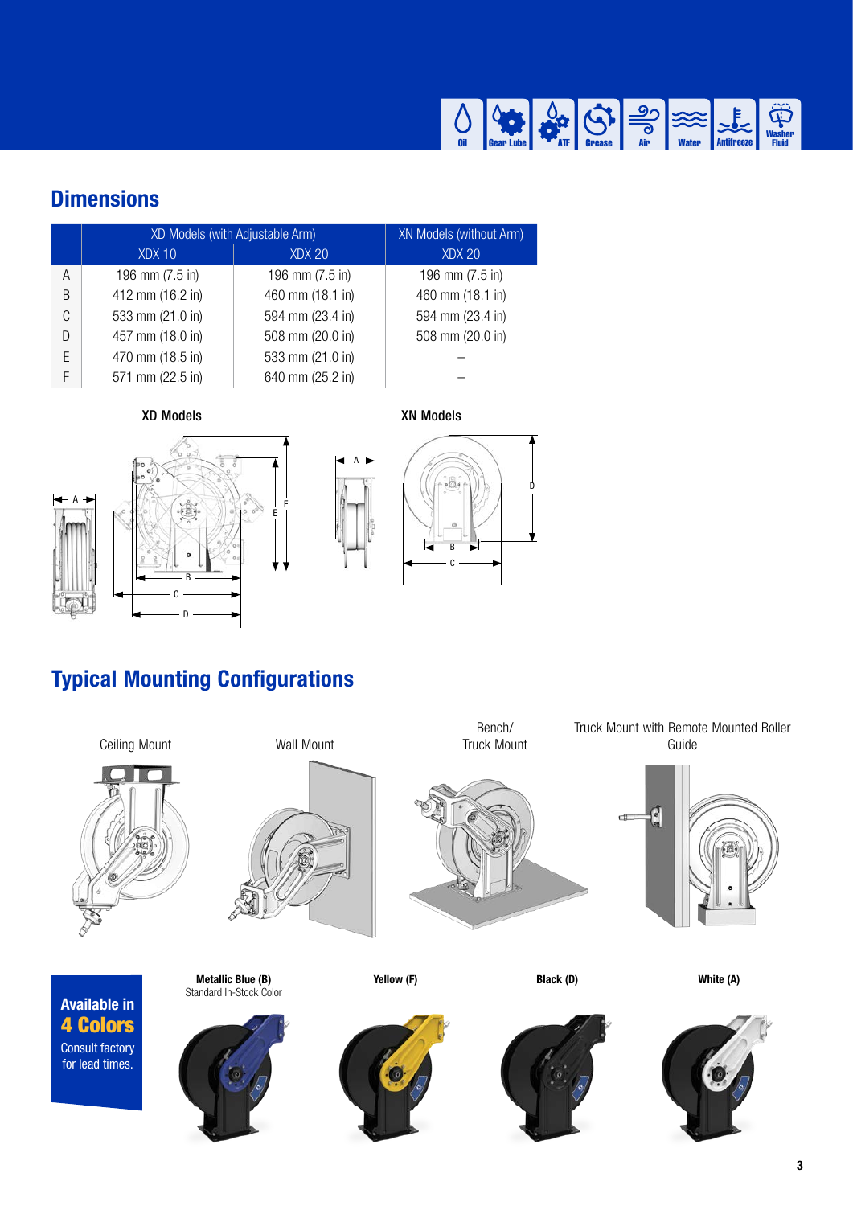Oil | Gear Lube | ATF | Grease | Air | Water | Antifreeze | Washer Fluid

## Dimensions

| | XD Models (with Adjustable Arm) | | XN Models (without Arm) |
|---|---|---|---|
| | XDX 10 | XDX 20 | XDX 20 |
| A | 196 mm (7.5 in) | 196 mm (7.5 in) | 196 mm (7.5 in) |
| B | 412 mm (16.2 in) | 460 mm (18.1 in) | 460 mm (18.1 in) |
| C | 533 mm (21.0 in) | 594 mm (23.4 in) | 594 mm (23.4 in) |
| D | 457 mm (18.0 in) | 508 mm (20.0 in) | 508 mm (20.0 in) |
| E | 470 mm (18.5 in) | 533 mm (21.0 in) | – |
| F | 571 mm (22.5 in) | 640 mm (25.2 in) | – |

**XD Models**

**XN Models**

## Typical Mounting Configurations

Ceiling Mount

Wall Mount

Bench/ Truck Mount

Truck Mount with Remote Mounted Roller Guide

**Available in 4 Colors**

Consult factory for lead times.

**Metallic Blue (B)**
Standard In-Stock Color

**Yellow (F)**

**Black (D)**

**White (A)**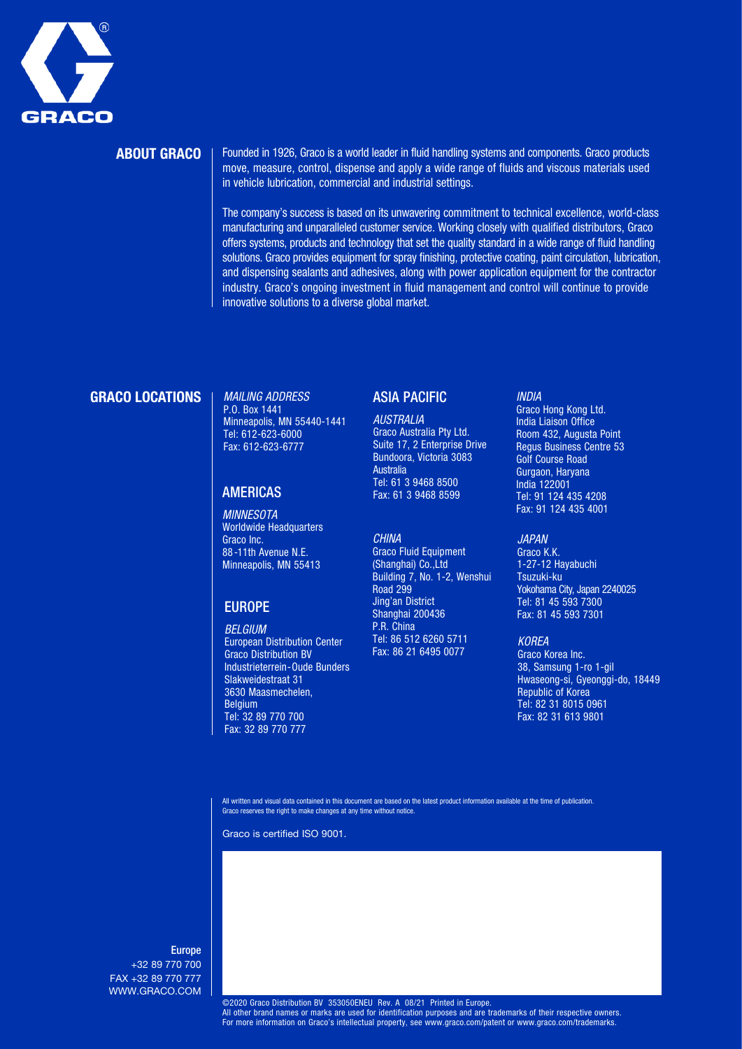GRACO

## ABOUT GRACO

Founded in 1926, Graco is a world leader in fluid handling systems and components. Graco products move, measure, control, dispense and apply a wide range of fluids and viscous materials used in vehicle lubrication, commercial and industrial settings.

The company's success is based on its unwavering commitment to technical excellence, world-class manufacturing and unparalleled customer service. Working closely with qualified distributors, Graco offers systems, products and technology that set the quality standard in a wide range of fluid handling solutions. Graco provides equipment for spray finishing, protective coating, paint circulation, lubrication, and dispensing sealants and adhesives, along with power application equipment for the contractor industry. Graco's ongoing investment in fluid management and control will continue to provide innovative solutions to a diverse global market.

## GRACO LOCATIONS

*MAILING ADDRESS*
P.O. Box 1441
Minneapolis, MN 55440-1441
Tel: 612-623-6000
Fax: 612-623-6777

### AMERICAS

*MINNESOTA*
Worldwide Headquarters
Graco Inc.
88-11th Avenue N.E.
Minneapolis, MN 55413

### EUROPE

*BELGIUM*
European Distribution Center
Graco Distribution BV
Industrieterrein-Oude Bunders
Slakweidestraat 31
3630 Maasmechelen,
Belgium
Tel: 32 89 770 700
Fax: 32 89 770 777

### ASIA PACIFIC

*AUSTRALIA*
Graco Australia Pty Ltd.
Suite 17, 2 Enterprise Drive
Bundoora, Victoria 3083
Australia
Tel: 61 3 9468 8500
Fax: 61 3 9468 8599

*CHINA*
Graco Fluid Equipment
(Shanghai) Co.,Ltd
Building 7, No. 1-2, Wenshui
Road 299
Jing'an District
Shanghai 200436
P.R. China
Tel: 86 512 6260 5711
Fax: 86 21 6495 0077

*INDIA*
Graco Hong Kong Ltd.
India Liaison Office
Room 432, Augusta Point
Regus Business Centre 53
Golf Course Road
Gurgaon, Haryana
India 122001
Tel: 91 124 435 4208
Fax: 91 124 435 4001

*JAPAN*
Graco K.K.
1-27-12 Hayabuchi
Tsuzuki-ku
Yokohama City, Japan 2240025
Tel: 81 45 593 7300
Fax: 81 45 593 7301

*KOREA*
Graco Korea Inc.
38, Samsung 1-ro 1-gil
Hwaseong-si, Gyeonggi-do, 18449
Republic of Korea
Tel: 82 31 8015 0961
Fax: 82 31 613 9801

All written and visual data contained in this document are based on the latest product information available at the time of publication.
Graco reserves the right to make changes at any time without notice.

Graco is certified ISO 9001.

**Europe**
+32 89 770 700
FAX +32 89 770 777
WWW.GRACO.COM

©2020 Graco Distribution BV 353050ENEU Rev. A 08/21 Printed in Europe.
All other brand names or marks are used for identification purposes and are trademarks of their respective owners.
For more information on Graco's intellectual property, see www.graco.com/patent or www.graco.com/trademarks.